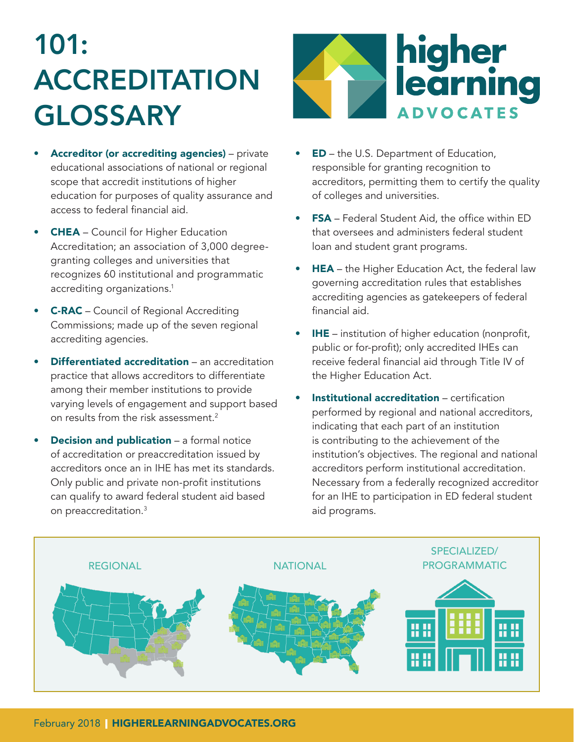# 101: ACCREDITATION GLOSSARY

- **Accreditor (or accrediting agencies)** – private educational associations of national or regional scope that accredit institutions of higher education for purposes of quality assurance and access to federal financial aid.
- **CHEA** – Council for Higher Education Accreditation; an association of 3,000 degree-granting colleges and universities that recognizes 60 institutional and programmatic accrediting organizations.[1]
- **C-RAC** – Council of Regional Accrediting Commissions; made up of the seven regional accrediting agencies.
- **Differentiated accreditation** – an accreditation practice that allows accreditors to differentiate among their member institutions to provide varying levels of engagement and support based on results from the risk assessment.[2]
- **Decision and publication** – a formal notice of accreditation or preaccreditation issued by accreditors once an in IHE has met its standards. Only public and private non-profit institutions can qualify to award federal student aid based on preaccreditation.[3]
- **ED** – the U.S. Department of Education, responsible for granting recognition to accreditors, permitting them to certify the quality of colleges and universities.
- **FSA** – Federal Student Aid, the office within ED that oversees and administers federal student loan and student grant programs.
- **HEA** – the Higher Education Act, the federal law governing accreditation rules that establishes accrediting agencies as gatekeepers of federal financial aid.
- **IHE** – institution of higher education (nonprofit, public or for-profit); only accredited IHEs can receive federal financial aid through Title IV of the Higher Education Act.
- **Institutional accreditation** – certification performed by regional and national accreditors, indicating that each part of an institution is contributing to the achievement of the institution's objectives. The regional and national accreditors perform institutional accreditation. Necessary from a federally recognized accreditor for an IHE to participation in ED federal student aid programs.

REGIONAL

NATIONAL

SPECIALIZED/ PROGRAMMATIC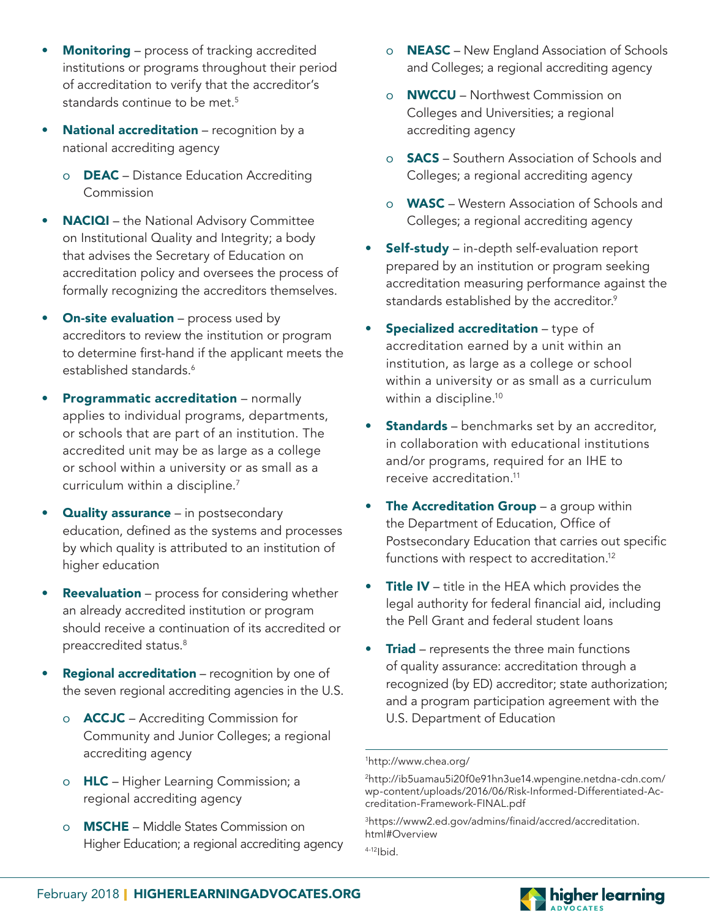- **Monitoring** – process of tracking accredited institutions or programs throughout their period of accreditation to verify that the accreditor's standards continue to be met.[5]
- **National accreditation** – recognition by a national accrediting agency
  - **DEAC** – Distance Education Accrediting Commission
- **NACIQI** – the National Advisory Committee on Institutional Quality and Integrity; a body that advises the Secretary of Education on accreditation policy and oversees the process of formally recognizing the accreditors themselves.
- **On-site evaluation** – process used by accreditors to review the institution or program to determine first-hand if the applicant meets the established standards.[6]
- **Programmatic accreditation** – normally applies to individual programs, departments, or schools that are part of an institution. The accredited unit may be as large as a college or school within a university or as small as a curriculum within a discipline.[7]
- **Quality assurance** – in postsecondary education, defined as the systems and processes by which quality is attributed to an institution of higher education
- **Reevaluation** – process for considering whether an already accredited institution or program should receive a continuation of its accredited or preaccredited status.[8]
- **Regional accreditation** – recognition by one of the seven regional accrediting agencies in the U.S.
  - **ACCJC** – Accrediting Commission for Community and Junior Colleges; a regional accrediting agency
  - **HLC** – Higher Learning Commission; a regional accrediting agency
  - **MSCHE** – Middle States Commission on Higher Education; a regional accrediting agency
  - **NEASC** – New England Association of Schools and Colleges; a regional accrediting agency
  - **NWCCU** – Northwest Commission on Colleges and Universities; a regional accrediting agency
  - **SACS** – Southern Association of Schools and Colleges; a regional accrediting agency
  - **WASC** – Western Association of Schools and Colleges; a regional accrediting agency
- **Self-study** – in-depth self-evaluation report prepared by an institution or program seeking accreditation measuring performance against the standards established by the accreditor.[9]
- **Specialized accreditation** – type of accreditation earned by a unit within an institution, as large as a college or school within a university or as small as a curriculum within a discipline.[10]
- **Standards** – benchmarks set by an accreditor, in collaboration with educational institutions and/or programs, required for an IHE to receive accreditation.[11]
- **The Accreditation Group** – a group within the Department of Education, Office of Postsecondary Education that carries out specific functions with respect to accreditation.[12]
- **Title IV** – title in the HEA which provides the legal authority for federal financial aid, including the Pell Grant and federal student loans
- **Triad** – represents the three main functions of quality assurance: accreditation through a recognized (by ED) accreditor; state authorization; and a program participation agreement with the U.S. Department of Education

---

[1] http://www.chea.org/

[2] http://ib5uamau5i20f0e91hn3ue14.wpengine.netdna-cdn.com/wp-content/uploads/2016/06/Risk-Informed-Differentiated-Accreditation-Framework-FINAL.pdf

[3] https://www2.ed.gov/admins/finaid/accred/accreditation.html#Overview

[4-12] Ibid.